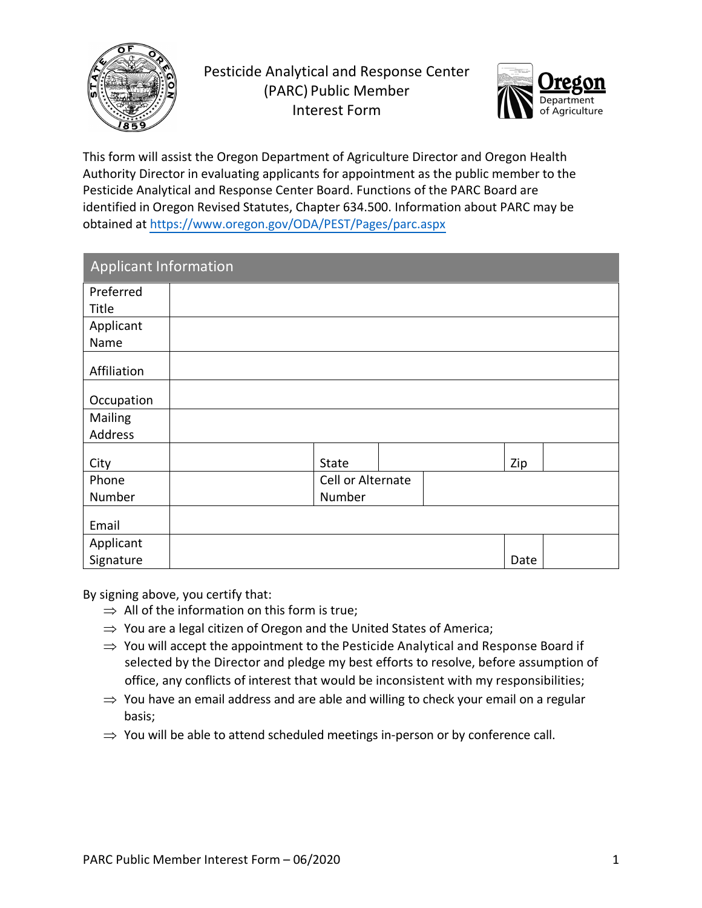# Pesticide Analytical and Response Center (PARC) Public Member Interest Form

This form will assist the Oregon Department of Agriculture Director and Oregon Health Authority Director in evaluating applicants for appointment as the public member to the Pesticide Analytical and Response Center Board. Functions of the PARC Board are identified in Oregon Revised Statutes, Chapter 634.500. Information about PARC may be obtained at https://www.oregon.gov/ODA/PEST/Pages/parc.aspx

| Applicant Information | | | | | |
|---|---|---|---|---|---|
| Preferred Title | | | | | |
| Applicant Name | | | | | |
| Affiliation | | | | | |
| Occupation | | | | | |
| Mailing Address | | | | | |
| City | | State | | Zip | |
| Phone Number | | Cell or Alternate Number | | | |
| Email | | | | | |
| Applicant Signature | | | | Date | |

By signing above, you certify that:

- ⇒ All of the information on this form is true;
- ⇒ You are a legal citizen of Oregon and the United States of America;
- ⇒ You will accept the appointment to the Pesticide Analytical and Response Board if selected by the Director and pledge my best efforts to resolve, before assumption of office, any conflicts of interest that would be inconsistent with my responsibilities;
- ⇒ You have an email address and are able and willing to check your email on a regular basis;
- ⇒ You will be able to attend scheduled meetings in-person or by conference call.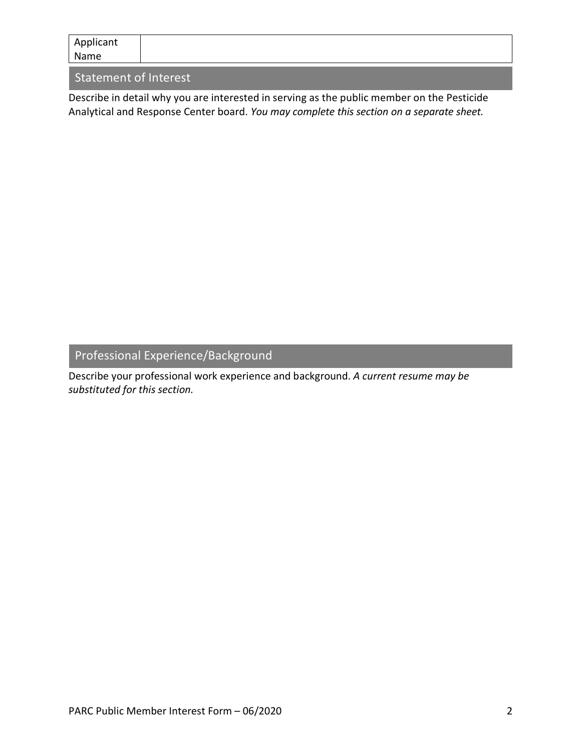| Applicant Name | |
|---|---|

## Statement of Interest

Describe in detail why you are interested in serving as the public member on the Pesticide Analytical and Response Center board. *You may complete this section on a separate sheet.*

## Professional Experience/Background

Describe your professional work experience and background. *A current resume may be substituted for this section.*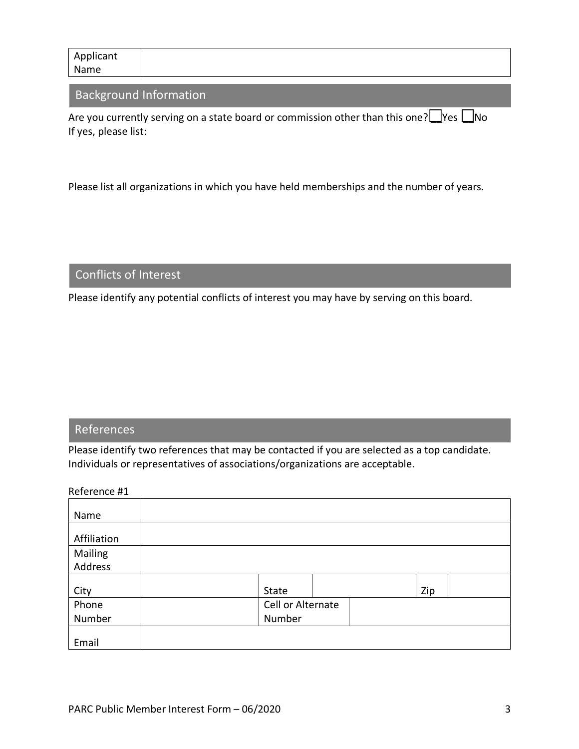| Applicant Name | |
|---|---|

## Background Information

Are you currently serving on a state board or commission other than this one? ☐ Yes ☐ No
If yes, please list:

Please list all organizations in which you have held memberships and the number of years.

## Conflicts of Interest

Please identify any potential conflicts of interest you may have by serving on this board.

## References

Please identify two references that may be contacted if you are selected as a top candidate. Individuals or representatives of associations/organizations are acceptable.

Reference #1

| | | | | | |
|---|---|---|---|---|---|
| Name | | | | | |
| Affiliation | | | | | |
| Mailing Address | | | | | |
| City | | State | | Zip | |
| Phone Number | | Cell or Alternate Number | | | |
| Email | | | | | |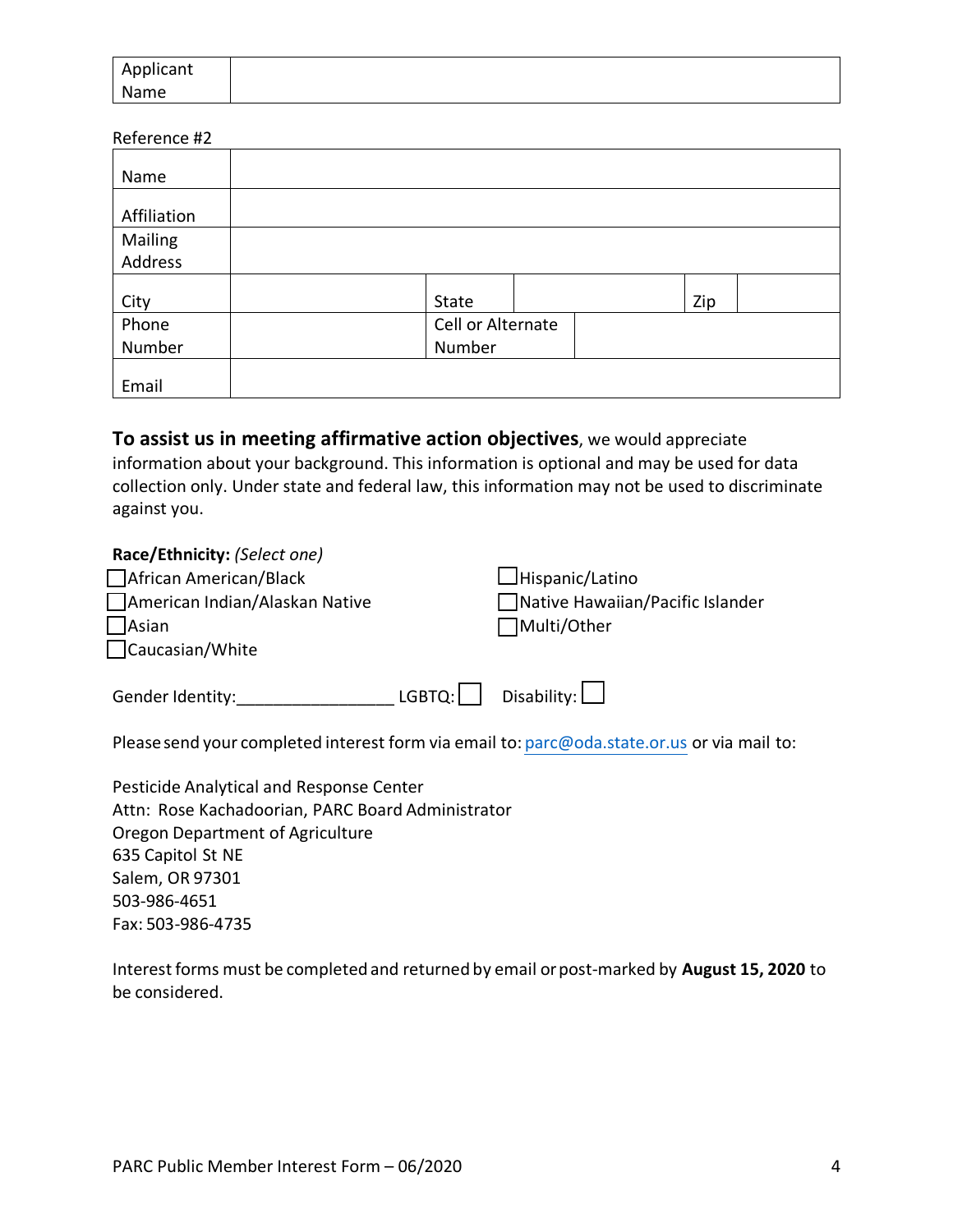| | |
|---|---|
| Applicant Name | |

Reference #2

| | | | | | |
|---|---|---|---|---|---|
| Name | | | | | |
| Affiliation | | | | | |
| Mailing Address | | | | | |
| City | | State | | Zip | |
| Phone Number | | Cell or Alternate Number | | | |
| Email | | | | | |

**To assist us in meeting affirmative action objectives**, we would appreciate information about your background. This information is optional and may be used for data collection only. Under state and federal law, this information may not be used to discriminate against you.

**Race/Ethnicity:** *(Select one)*

☐ African American/Black
☐ American Indian/Alaskan Native
☐ Asian
☐ Caucasian/White
☐ Hispanic/Latino
☐ Native Hawaiian/Pacific Islander
☐ Multi/Other

Gender Identity:\_\_\_\_\_\_\_\_\_\_\_\_\_\_\_\_\_ LGBTQ: ☐ Disability: ☐

Please send your completed interest form via email to: parc@oda.state.or.us or via mail to:

Pesticide Analytical and Response Center
Attn: Rose Kachadoorian, PARC Board Administrator
Oregon Department of Agriculture
635 Capitol St NE
Salem, OR 97301
503-986-4651
Fax: 503-986-4735

Interest forms must be completed and returned by email or post-marked by **August 15, 2020** to be considered.

PARC Public Member Interest Form – 06/2020